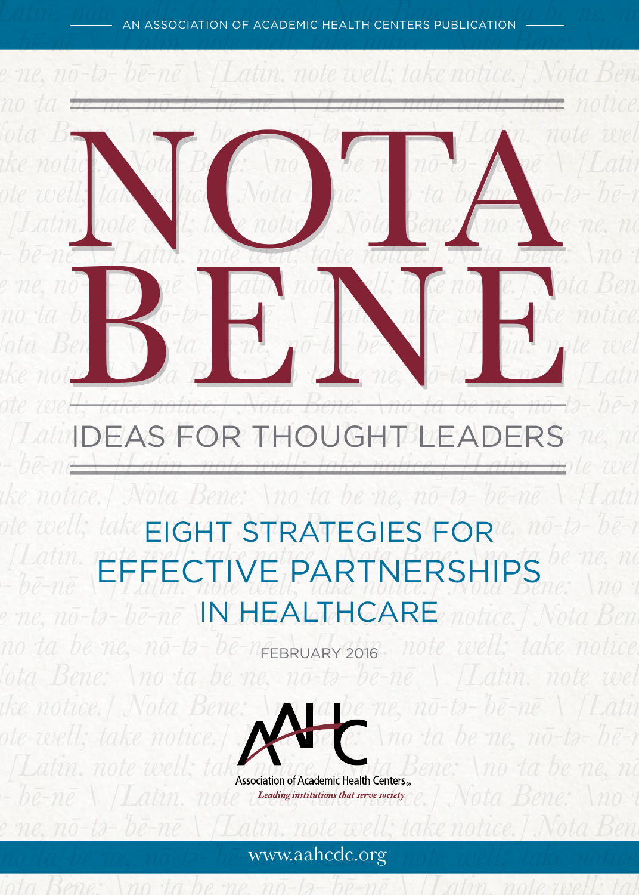AN ASSOCIATION OF ACADEMIC HEALTH CENTERS PUBLICATION

# NOTA BENE

## IDEAS FOR THOUGHT LEADERS

## EIGHT STRATEGIES FOR EFFECTIVE PARTNERSHIPS IN HEALTHCARE

FEBRUARY 2016

AAHC

Association of Academic Health Centers®

*Leading institutions that serve society*

www.aahcdc.org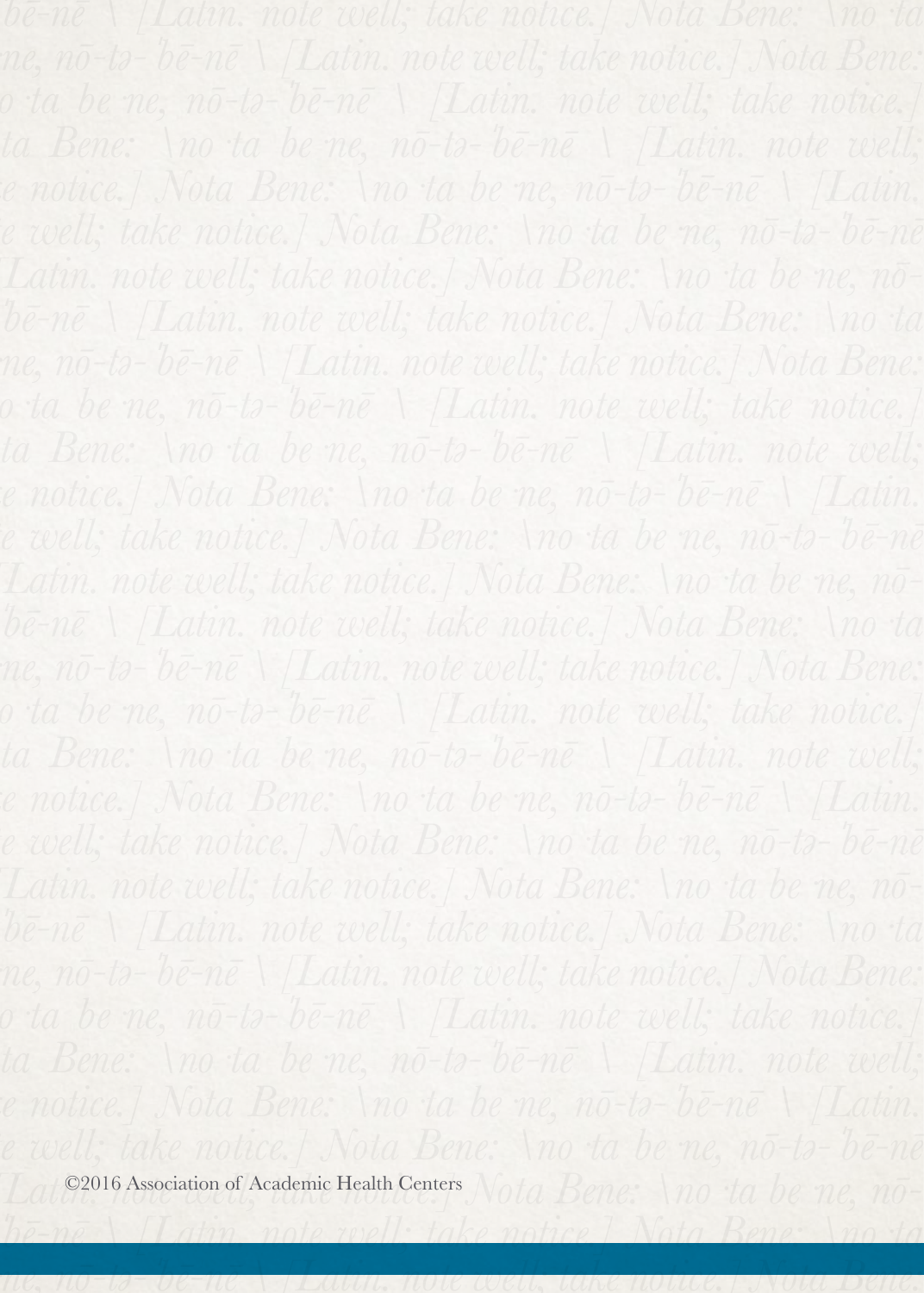©2016 Association of Academic Health Centers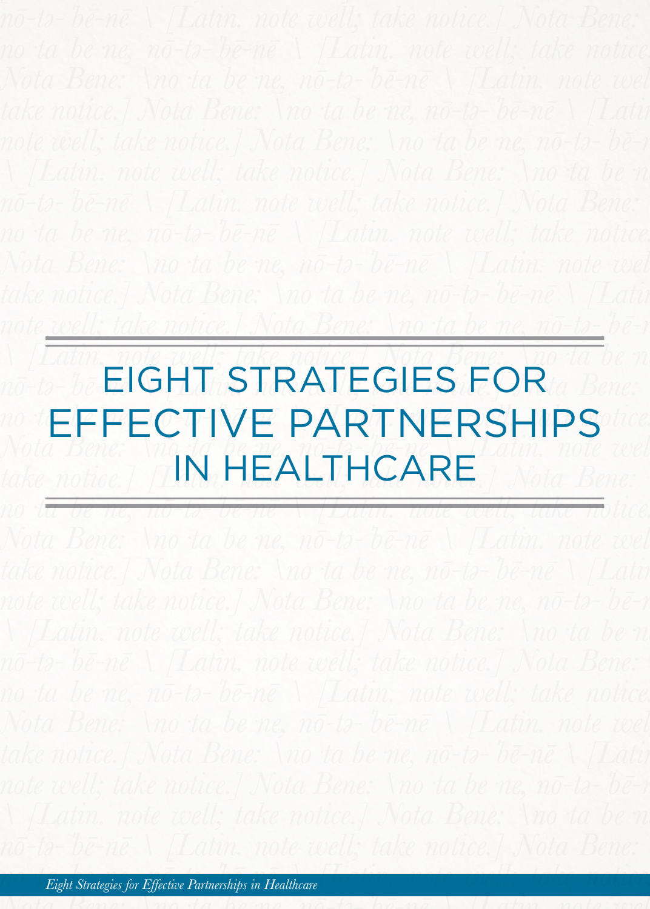# EIGHT STRATEGIES FOR EFFECTIVE PARTNERSHIPS IN HEALTHCARE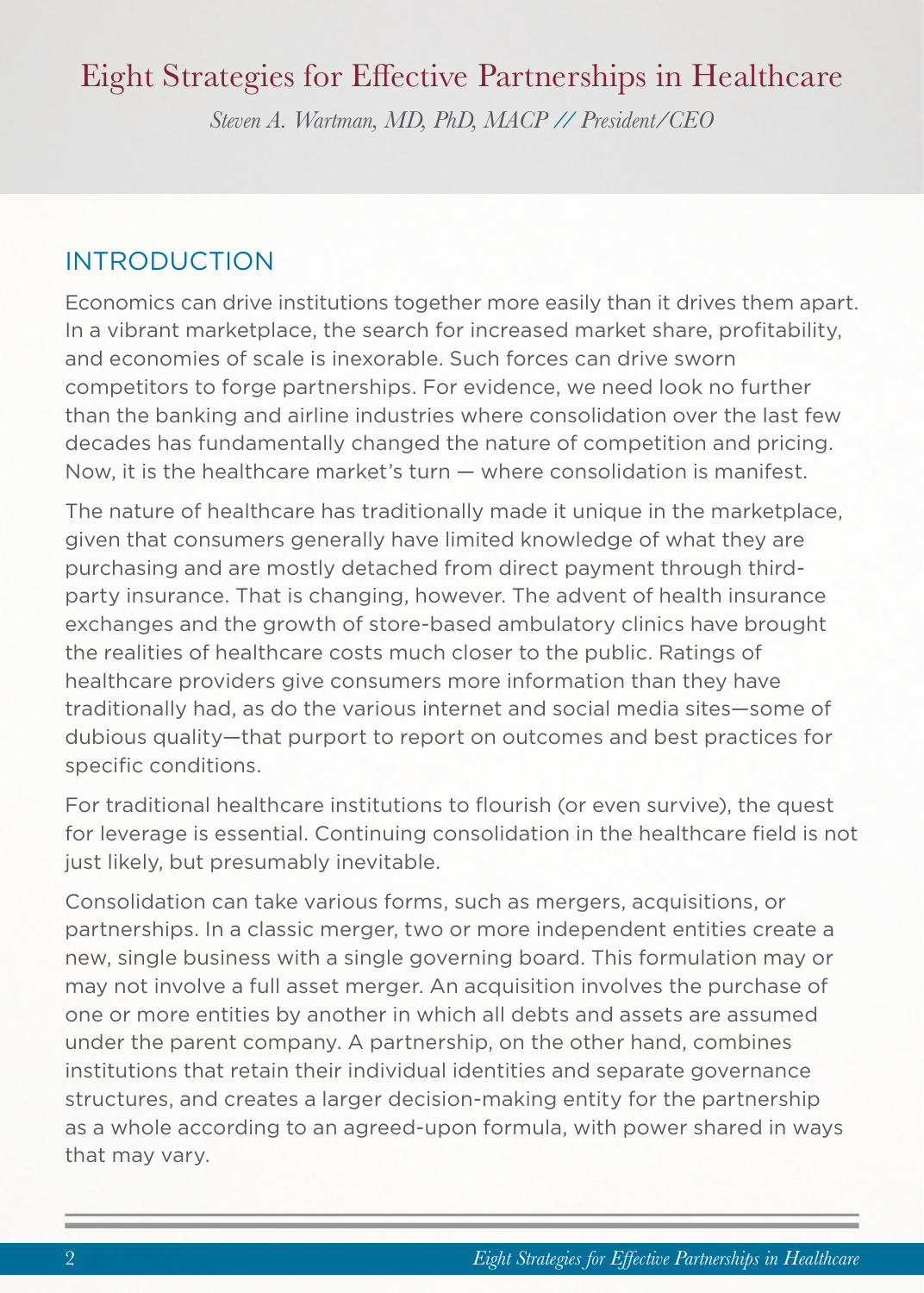# Eight Strategies for Effective Partnerships in Healthcare

*Steven A. Wartman, MD, PhD, MACP // President/CEO*

## INTRODUCTION

Economics can drive institutions together more easily than it drives them apart. In a vibrant marketplace, the search for increased market share, profitability, and economies of scale is inexorable. Such forces can drive sworn competitors to forge partnerships. For evidence, we need look no further than the banking and airline industries where consolidation over the last few decades has fundamentally changed the nature of competition and pricing. Now, it is the healthcare market's turn — where consolidation is manifest.

The nature of healthcare has traditionally made it unique in the marketplace, given that consumers generally have limited knowledge of what they are purchasing and are mostly detached from direct payment through third-party insurance. That is changing, however. The advent of health insurance exchanges and the growth of store-based ambulatory clinics have brought the realities of healthcare costs much closer to the public. Ratings of healthcare providers give consumers more information than they have traditionally had, as do the various internet and social media sites—some of dubious quality—that purport to report on outcomes and best practices for specific conditions.

For traditional healthcare institutions to flourish (or even survive), the quest for leverage is essential. Continuing consolidation in the healthcare field is not just likely, but presumably inevitable.

Consolidation can take various forms, such as mergers, acquisitions, or partnerships. In a classic merger, two or more independent entities create a new, single business with a single governing board. This formulation may or may not involve a full asset merger. An acquisition involves the purchase of one or more entities by another in which all debts and assets are assumed under the parent company. A partnership, on the other hand, combines institutions that retain their individual identities and separate governance structures, and creates a larger decision-making entity for the partnership as a whole according to an agreed-upon formula, with power shared in ways that may vary.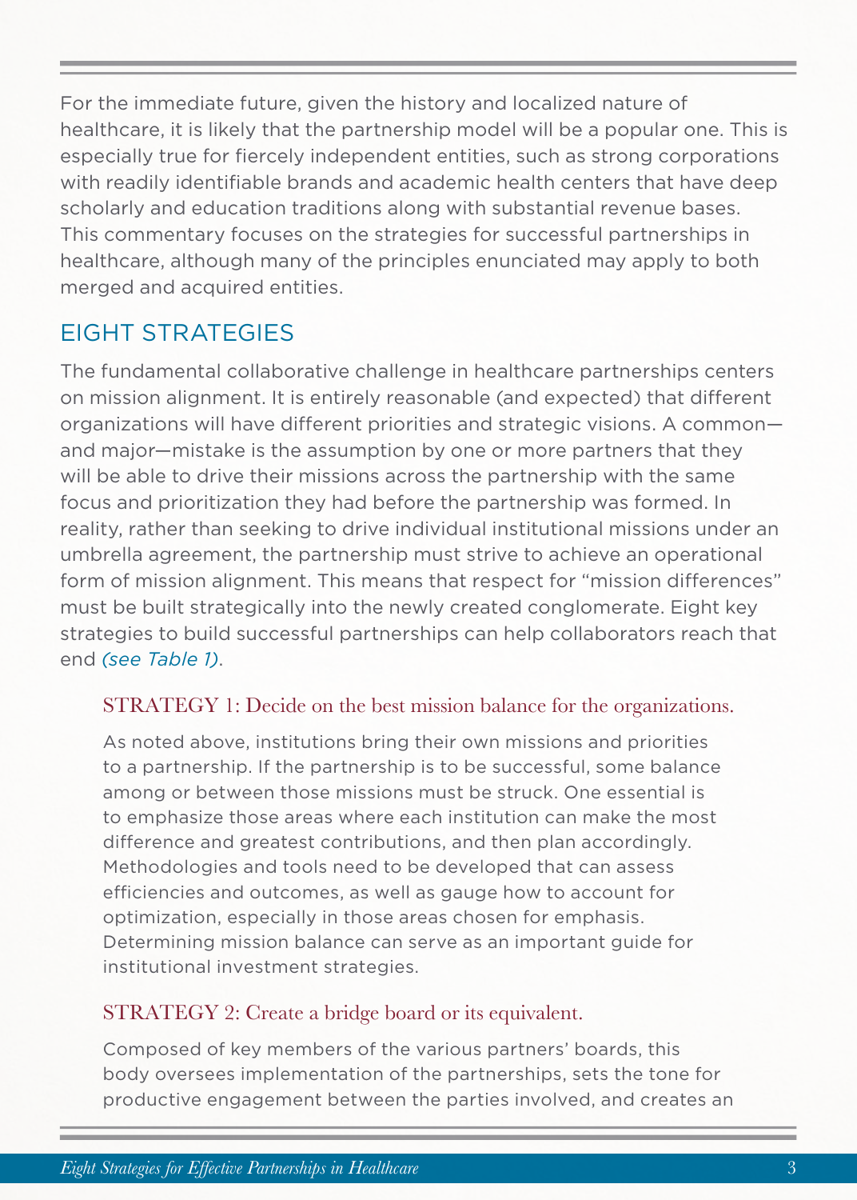For the immediate future, given the history and localized nature of healthcare, it is likely that the partnership model will be a popular one. This is especially true for fiercely independent entities, such as strong corporations with readily identifiable brands and academic health centers that have deep scholarly and education traditions along with substantial revenue bases. This commentary focuses on the strategies for successful partnerships in healthcare, although many of the principles enunciated may apply to both merged and acquired entities.

## EIGHT STRATEGIES

The fundamental collaborative challenge in healthcare partnerships centers on mission alignment. It is entirely reasonable (and expected) that different organizations will have different priorities and strategic visions. A common—and major—mistake is the assumption by one or more partners that they will be able to drive their missions across the partnership with the same focus and prioritization they had before the partnership was formed. In reality, rather than seeking to drive individual institutional missions under an umbrella agreement, the partnership must strive to achieve an operational form of mission alignment. This means that respect for "mission differences" must be built strategically into the newly created conglomerate. Eight key strategies to build successful partnerships can help collaborators reach that end *(see Table 1)*.

### STRATEGY 1: Decide on the best mission balance for the organizations.

As noted above, institutions bring their own missions and priorities to a partnership. If the partnership is to be successful, some balance among or between those missions must be struck. One essential is to emphasize those areas where each institution can make the most difference and greatest contributions, and then plan accordingly. Methodologies and tools need to be developed that can assess efficiencies and outcomes, as well as gauge how to account for optimization, especially in those areas chosen for emphasis. Determining mission balance can serve as an important guide for institutional investment strategies.

### STRATEGY 2: Create a bridge board or its equivalent.

Composed of key members of the various partners' boards, this body oversees implementation of the partnerships, sets the tone for productive engagement between the parties involved, and creates an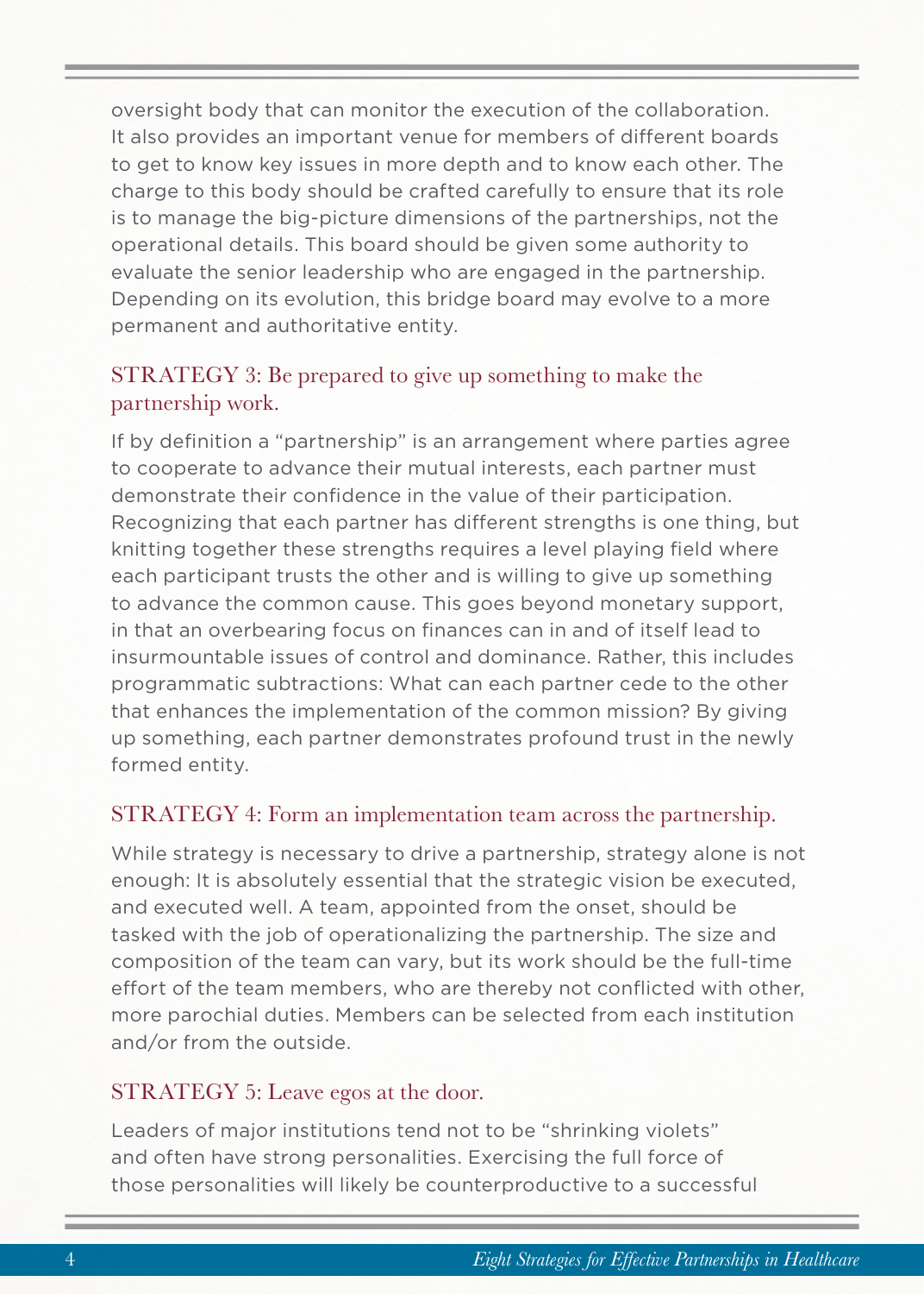oversight body that can monitor the execution of the collaboration. It also provides an important venue for members of different boards to get to know key issues in more depth and to know each other. The charge to this body should be crafted carefully to ensure that its role is to manage the big-picture dimensions of the partnerships, not the operational details. This board should be given some authority to evaluate the senior leadership who are engaged in the partnership. Depending on its evolution, this bridge board may evolve to a more permanent and authoritative entity.

### STRATEGY 3: Be prepared to give up something to make the partnership work.

If by definition a "partnership" is an arrangement where parties agree to cooperate to advance their mutual interests, each partner must demonstrate their confidence in the value of their participation. Recognizing that each partner has different strengths is one thing, but knitting together these strengths requires a level playing field where each participant trusts the other and is willing to give up something to advance the common cause. This goes beyond monetary support, in that an overbearing focus on finances can in and of itself lead to insurmountable issues of control and dominance. Rather, this includes programmatic subtractions: What can each partner cede to the other that enhances the implementation of the common mission? By giving up something, each partner demonstrates profound trust in the newly formed entity.

### STRATEGY 4: Form an implementation team across the partnership.

While strategy is necessary to drive a partnership, strategy alone is not enough: It is absolutely essential that the strategic vision be executed, and executed well. A team, appointed from the onset, should be tasked with the job of operationalizing the partnership. The size and composition of the team can vary, but its work should be the full-time effort of the team members, who are thereby not conflicted with other, more parochial duties. Members can be selected from each institution and/or from the outside.

### STRATEGY 5: Leave egos at the door.

Leaders of major institutions tend not to be "shrinking violets" and often have strong personalities. Exercising the full force of those personalities will likely be counterproductive to a successful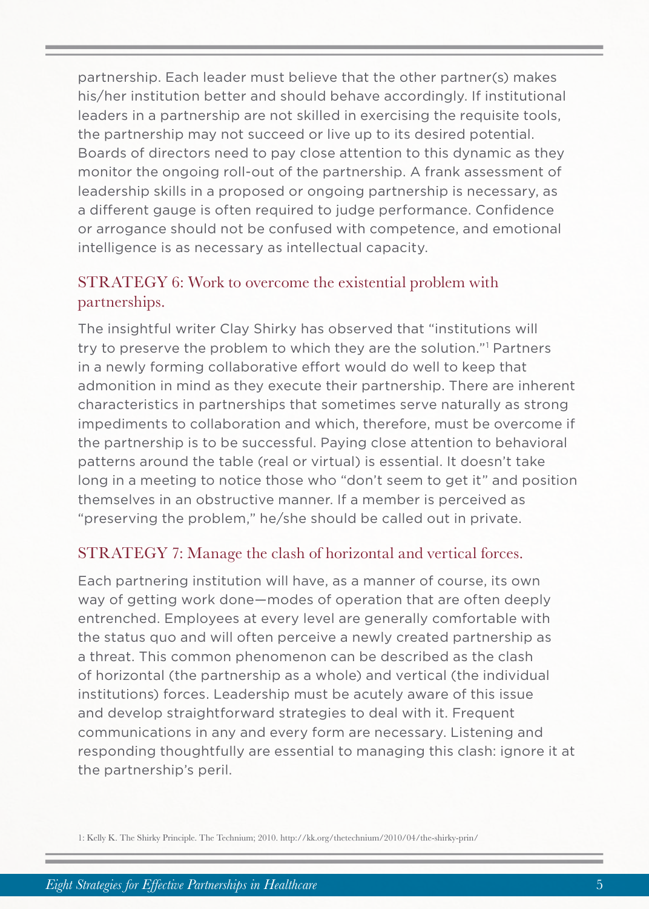partnership. Each leader must believe that the other partner(s) makes his/her institution better and should behave accordingly. If institutional leaders in a partnership are not skilled in exercising the requisite tools, the partnership may not succeed or live up to its desired potential. Boards of directors need to pay close attention to this dynamic as they monitor the ongoing roll-out of the partnership. A frank assessment of leadership skills in a proposed or ongoing partnership is necessary, as a different gauge is often required to judge performance. Confidence or arrogance should not be confused with competence, and emotional intelligence is as necessary as intellectual capacity.

## STRATEGY 6: Work to overcome the existential problem with partnerships.

The insightful writer Clay Shirky has observed that "institutions will try to preserve the problem to which they are the solution."[1] Partners in a newly forming collaborative effort would do well to keep that admonition in mind as they execute their partnership. There are inherent characteristics in partnerships that sometimes serve naturally as strong impediments to collaboration and which, therefore, must be overcome if the partnership is to be successful. Paying close attention to behavioral patterns around the table (real or virtual) is essential. It doesn't take long in a meeting to notice those who "don't seem to get it" and position themselves in an obstructive manner. If a member is perceived as "preserving the problem," he/she should be called out in private.

## STRATEGY 7: Manage the clash of horizontal and vertical forces.

Each partnering institution will have, as a manner of course, its own way of getting work done—modes of operation that are often deeply entrenched. Employees at every level are generally comfortable with the status quo and will often perceive a newly created partnership as a threat. This common phenomenon can be described as the clash of horizontal (the partnership as a whole) and vertical (the individual institutions) forces. Leadership must be acutely aware of this issue and develop straightforward strategies to deal with it. Frequent communications in any and every form are necessary. Listening and responding thoughtfully are essential to managing this clash: ignore it at the partnership's peril.

1: Kelly K. The Shirky Principle. The Technium; 2010. http://kk.org/thetechnium/2010/04/the-shirky-prin/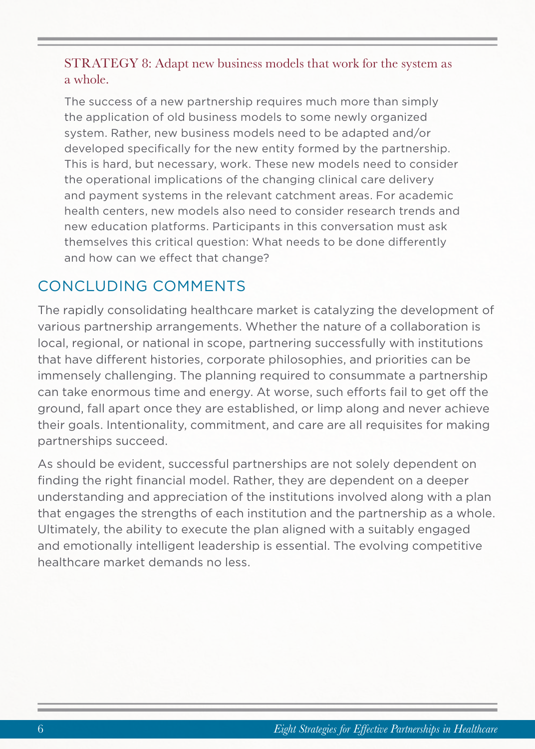### STRATEGY 8: Adapt new business models that work for the system as a whole.

The success of a new partnership requires much more than simply the application of old business models to some newly organized system. Rather, new business models need to be adapted and/or developed specifically for the new entity formed by the partnership. This is hard, but necessary, work. These new models need to consider the operational implications of the changing clinical care delivery and payment systems in the relevant catchment areas. For academic health centers, new models also need to consider research trends and new education platforms. Participants in this conversation must ask themselves this critical question: What needs to be done differently and how can we effect that change?

## CONCLUDING COMMENTS

The rapidly consolidating healthcare market is catalyzing the development of various partnership arrangements. Whether the nature of a collaboration is local, regional, or national in scope, partnering successfully with institutions that have different histories, corporate philosophies, and priorities can be immensely challenging. The planning required to consummate a partnership can take enormous time and energy. At worse, such efforts fail to get off the ground, fall apart once they are established, or limp along and never achieve their goals. Intentionality, commitment, and care are all requisites for making partnerships succeed.

As should be evident, successful partnerships are not solely dependent on finding the right financial model. Rather, they are dependent on a deeper understanding and appreciation of the institutions involved along with a plan that engages the strengths of each institution and the partnership as a whole. Ultimately, the ability to execute the plan aligned with a suitably engaged and emotionally intelligent leadership is essential. The evolving competitive healthcare market demands no less.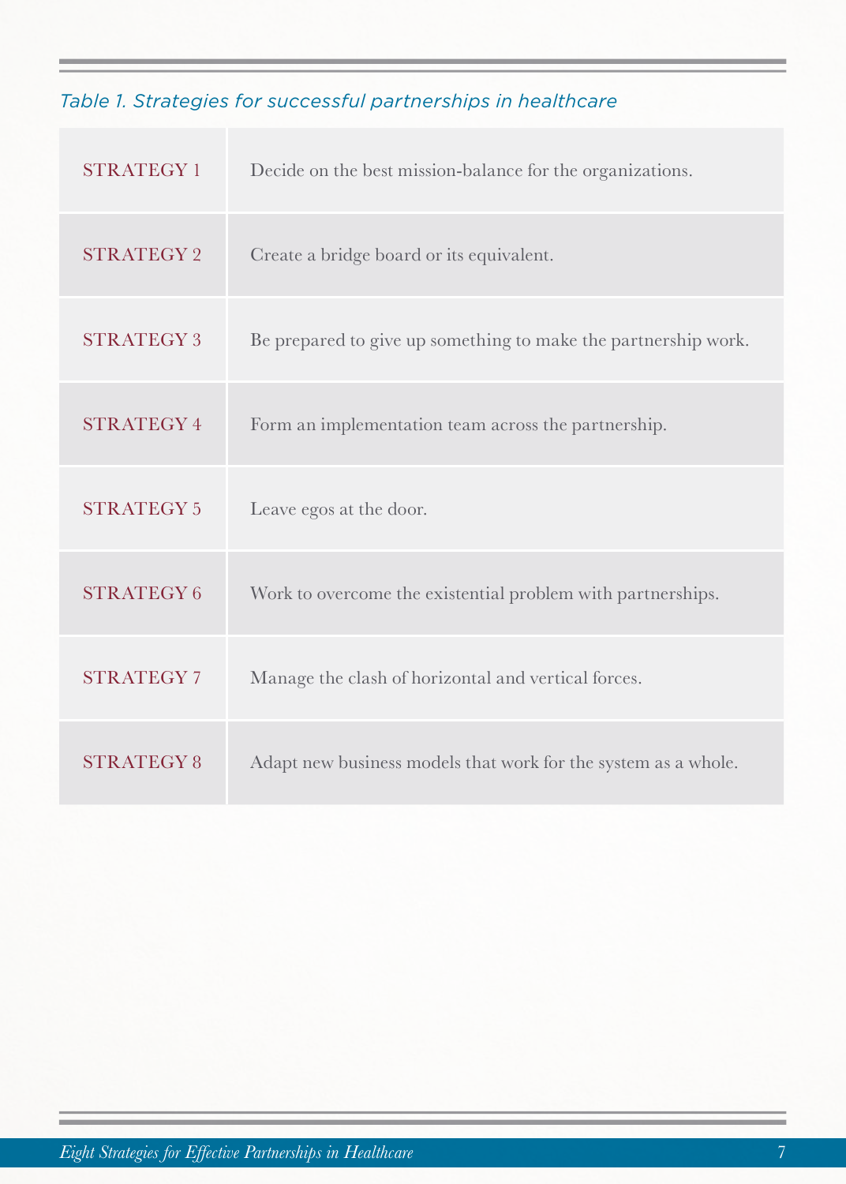*Table 1. Strategies for successful partnerships in healthcare*

| | |
|---|---|
| STRATEGY 1 | Decide on the best mission-balance for the organizations. |
| STRATEGY 2 | Create a bridge board or its equivalent. |
| STRATEGY 3 | Be prepared to give up something to make the partnership work. |
| STRATEGY 4 | Form an implementation team across the partnership. |
| STRATEGY 5 | Leave egos at the door. |
| STRATEGY 6 | Work to overcome the existential problem with partnerships. |
| STRATEGY 7 | Manage the clash of horizontal and vertical forces. |
| STRATEGY 8 | Adapt new business models that work for the system as a whole. |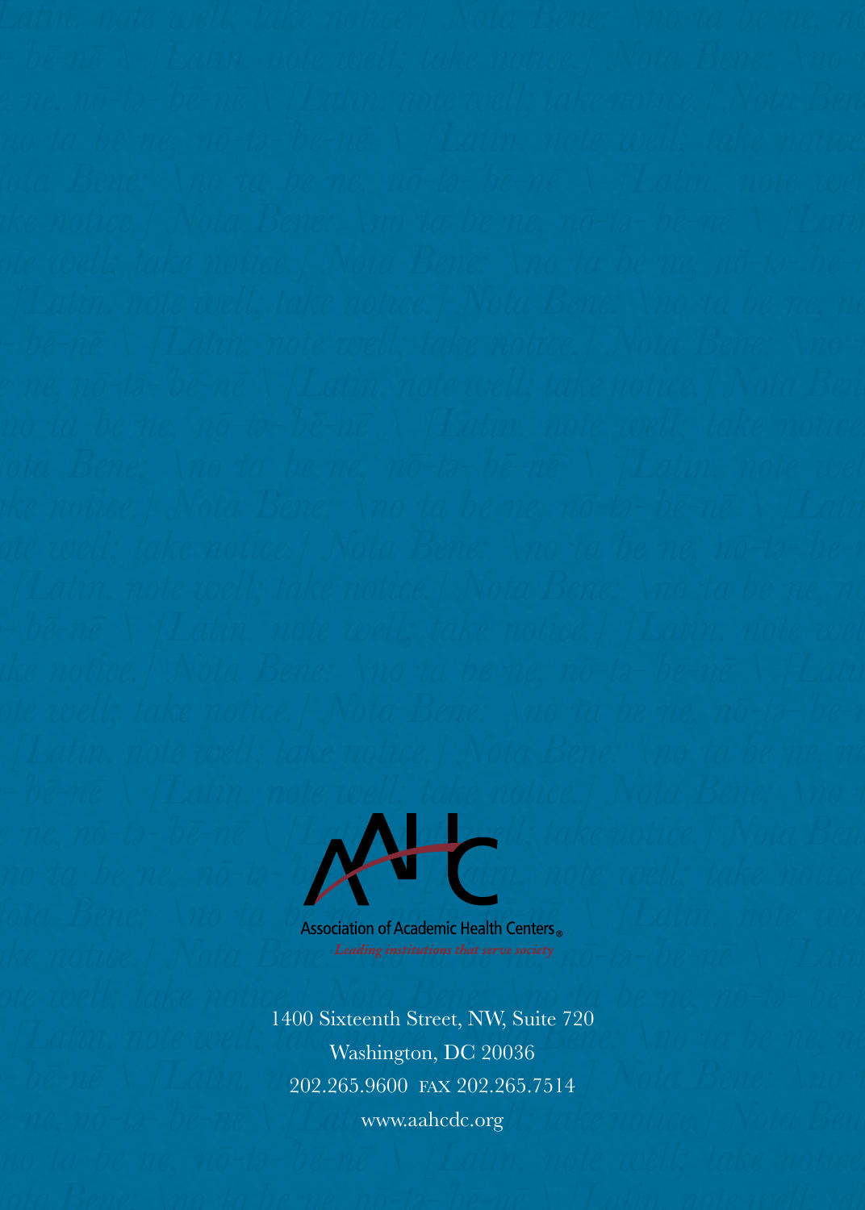Association of Academic Health Centers®

*Leading institutions that serve society*

1400 Sixteenth Street, NW, Suite 720

Washington, DC 20036

202.265.9600 FAX 202.265.7514

www.aahcdc.org